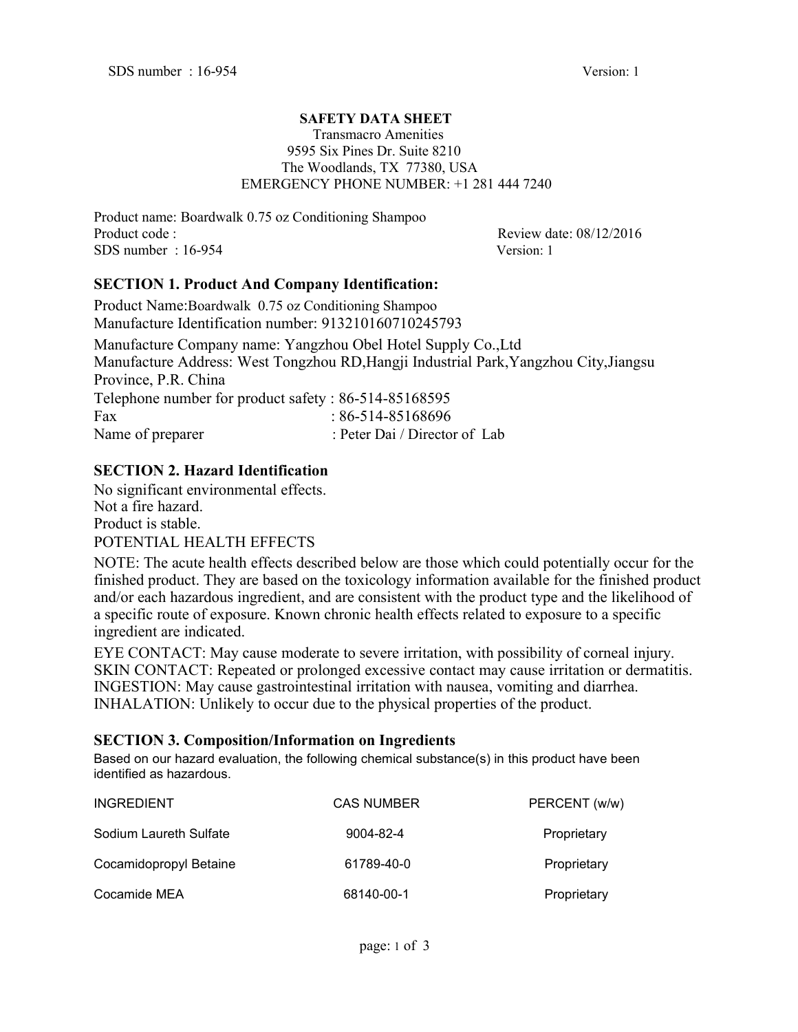## SAFETY DATA SHEET

Transmacro Amenities
9595 Six Pines Dr. Suite 8210
The Woodlands, TX 77380, USA
EMERGENCY PHONE NUMBER: +1 281 444 7240

Product name: Boardwalk 0.75 oz Conditioning Shampoo
Product code : Review date: 08/12/2016
SDS number : 16-954 Version: 1

### SECTION 1. Product And Company Identification:

Product Name:Boardwalk 0.75 oz Conditioning Shampoo
Manufacture Identification number: 913210160710245793
Manufacture Company name: Yangzhou Obel Hotel Supply Co.,Ltd
Manufacture Address: West Tongzhou RD,Hangji Industrial Park,Yangzhou City,Jiangsu Province, P.R. China
Telephone number for product safety : 86-514-85168595
Fax : 86-514-85168696
Name of preparer : Peter Dai / Director of Lab

### SECTION 2. Hazard Identification

No significant environmental effects.
Not a fire hazard.
Product is stable.
POTENTIAL HEALTH EFFECTS

NOTE: The acute health effects described below are those which could potentially occur for the finished product. They are based on the toxicology information available for the finished product and/or each hazardous ingredient, and are consistent with the product type and the likelihood of a specific route of exposure. Known chronic health effects related to exposure to a specific ingredient are indicated.

EYE CONTACT: May cause moderate to severe irritation, with possibility of corneal injury.
SKIN CONTACT: Repeated or prolonged excessive contact may cause irritation or dermatitis.
INGESTION: May cause gastrointestinal irritation with nausea, vomiting and diarrhea.
INHALATION: Unlikely to occur due to the physical properties of the product.

### SECTION 3. Composition/Information on Ingredients

Based on our hazard evaluation, the following chemical substance(s) in this product have been identified as hazardous.

| INGREDIENT | CAS NUMBER | PERCENT (w/w) |
|---|---|---|
| Sodium Laureth Sulfate | 9004-82-4 | Proprietary |
| Cocamidopropyl Betaine | 61789-40-0 | Proprietary |
| Cocamide MEA | 68140-00-1 | Proprietary |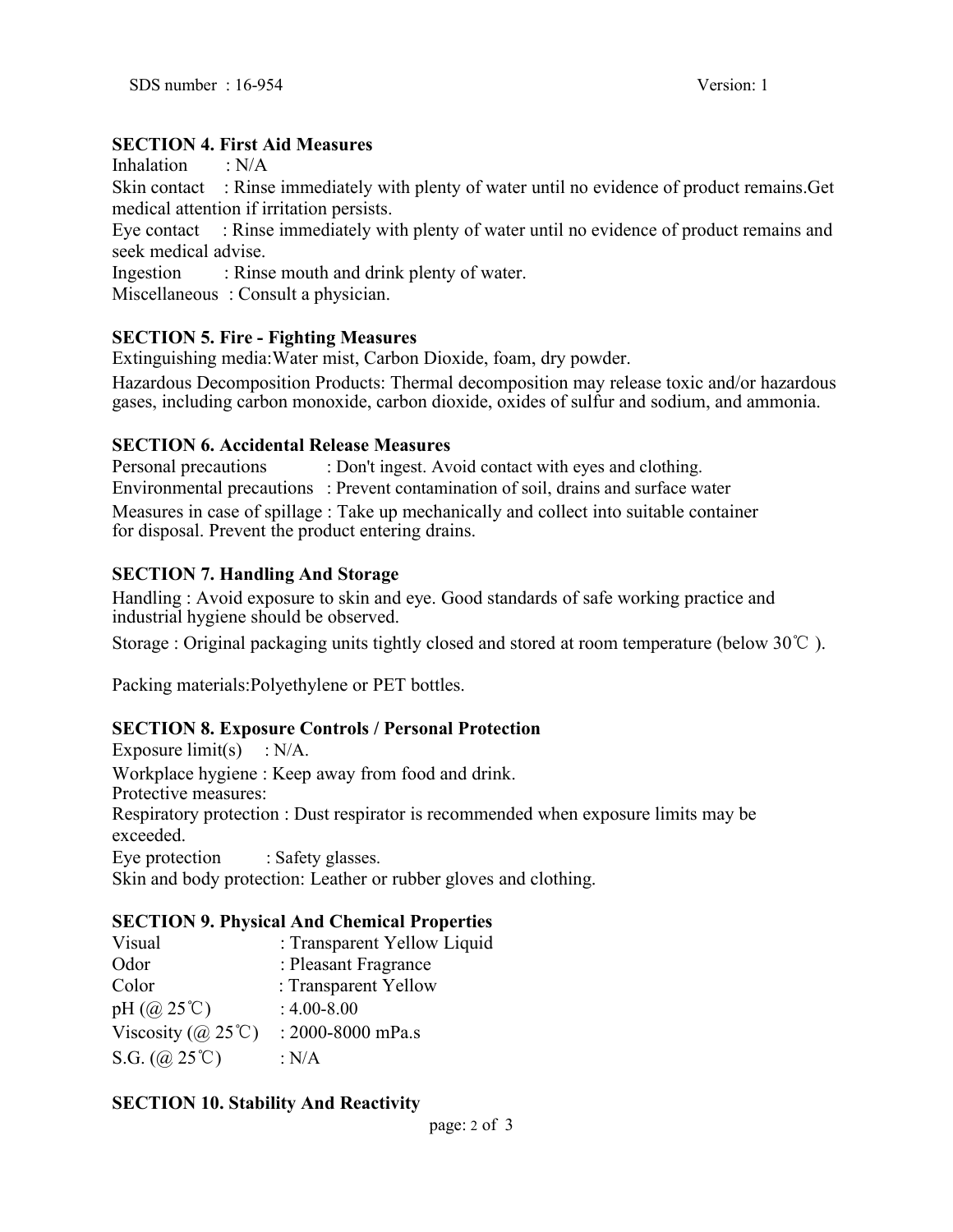## SECTION 4. First Aid Measures

Inhalation : N/A

Skin contact : Rinse immediately with plenty of water until no evidence of product remains.Get medical attention if irritation persists.

Eye contact : Rinse immediately with plenty of water until no evidence of product remains and seek medical advise.

Ingestion : Rinse mouth and drink plenty of water.

Miscellaneous : Consult a physician.

## SECTION 5. Fire - Fighting Measures

Extinguishing media:Water mist, Carbon Dioxide, foam, dry powder.

Hazardous Decomposition Products: Thermal decomposition may release toxic and/or hazardous gases, including carbon monoxide, carbon dioxide, oxides of sulfur and sodium, and ammonia.

## SECTION 6. Accidental Release Measures

Personal precautions : Don't ingest. Avoid contact with eyes and clothing.

Environmental precautions : Prevent contamination of soil, drains and surface water

Measures in case of spillage : Take up mechanically and collect into suitable container for disposal. Prevent the product entering drains.

## SECTION 7. Handling And Storage

Handling : Avoid exposure to skin and eye. Good standards of safe working practice and industrial hygiene should be observed.

Storage : Original packaging units tightly closed and stored at room temperature (below 30℃ ).

Packing materials:Polyethylene or PET bottles.

## SECTION 8. Exposure Controls / Personal Protection

Exposure limit(s) : N/A.

Workplace hygiene : Keep away from food and drink.

Protective measures:

Respiratory protection : Dust respirator is recommended when exposure limits may be exceeded.

Eye protection : Safety glasses.

Skin and body protection: Leather or rubber gloves and clothing.

## SECTION 9. Physical And Chemical Properties

| | |
|---|---|
| Visual | : Transparent Yellow Liquid |
| Odor | : Pleasant Fragrance |
| Color | : Transparent Yellow |
| pH (@ 25℃) | : 4.00-8.00 |
| Viscosity (@ 25℃) | : 2000-8000 mPa.s |
| S.G. (@ 25℃) | : N/A |

## SECTION 10. Stability And Reactivity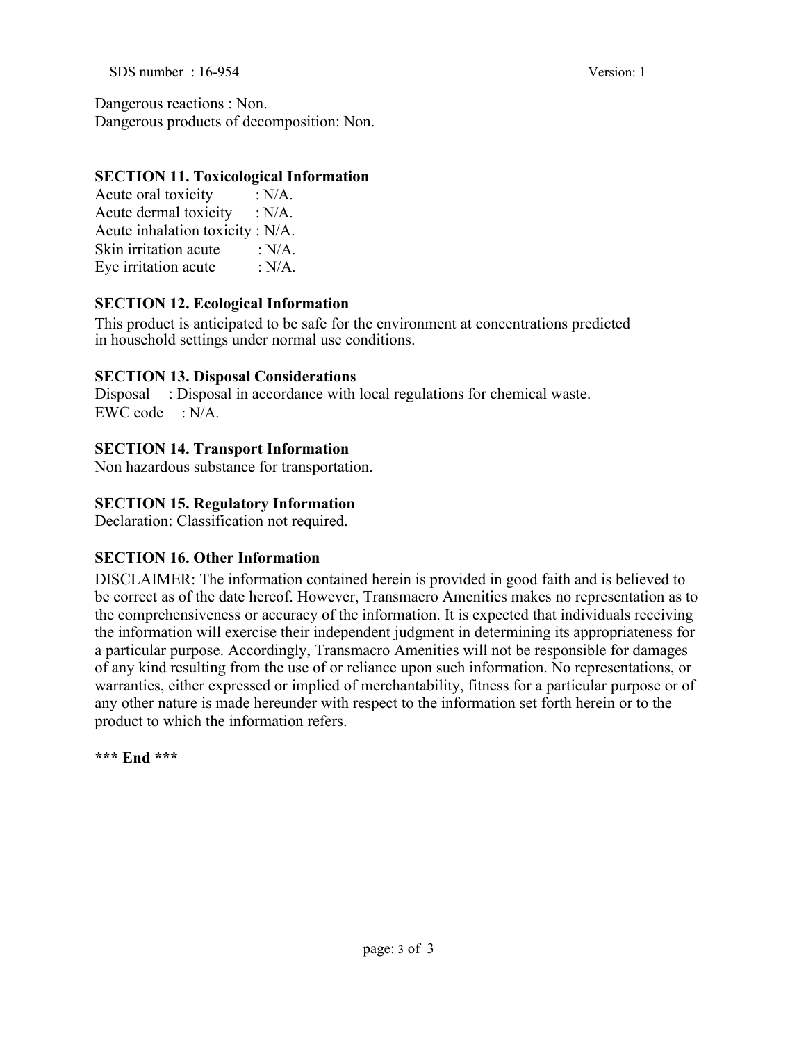Dangerous reactions : Non.
Dangerous products of decomposition: Non.

## SECTION 11. Toxicological Information

Acute oral toxicity : N/A.
Acute dermal toxicity : N/A.
Acute inhalation toxicity : N/A.
Skin irritation acute : N/A.
Eye irritation acute : N/A.

## SECTION 12. Ecological Information

This product is anticipated to be safe for the environment at concentrations predicted in household settings under normal use conditions.

## SECTION 13. Disposal Considerations

Disposal : Disposal in accordance with local regulations for chemical waste.
EWC code : N/A.

## SECTION 14. Transport Information

Non hazardous substance for transportation.

## SECTION 15. Regulatory Information

Declaration: Classification not required.

## SECTION 16. Other Information

DISCLAIMER: The information contained herein is provided in good faith and is believed to be correct as of the date hereof. However, Transmacro Amenities makes no representation as to the comprehensiveness or accuracy of the information. It is expected that individuals receiving the information will exercise their independent judgment in determining its appropriateness for a particular purpose. Accordingly, Transmacro Amenities will not be responsible for damages of any kind resulting from the use of or reliance upon such information. No representations, or warranties, either expressed or implied of merchantability, fitness for a particular purpose or of any other nature is made hereunder with respect to the information set forth herein or to the product to which the information refers.

**\*\*\* End \*\*\***